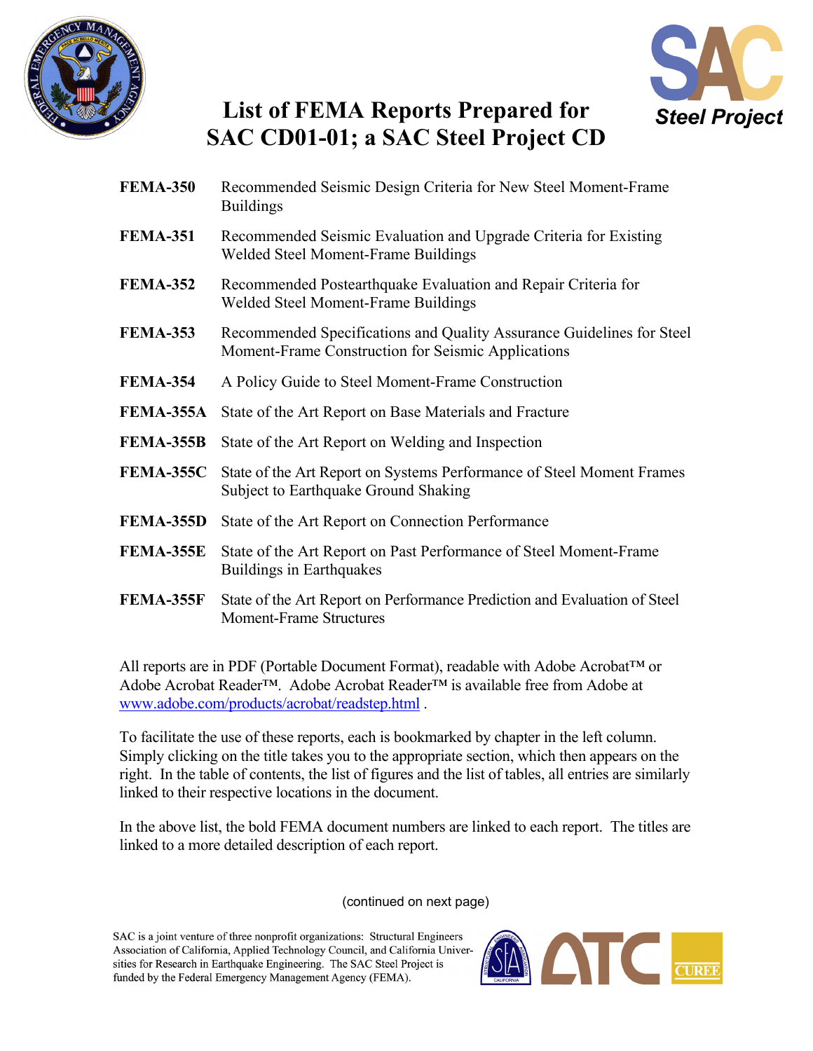# List of FEMA Reports Prepared for SAC CD01-01; a SAC Steel Project CD

**FEMA-350** Recommended Seismic Design Criteria for New Steel Moment-Frame Buildings

**FEMA-351** Recommended Seismic Evaluation and Upgrade Criteria for Existing Welded Steel Moment-Frame Buildings

**FEMA-352** Recommended Postearthquake Evaluation and Repair Criteria for Welded Steel Moment-Frame Buildings

**FEMA-353** Recommended Specifications and Quality Assurance Guidelines for Steel Moment-Frame Construction for Seismic Applications

**FEMA-354** A Policy Guide to Steel Moment-Frame Construction

**FEMA-355A** State of the Art Report on Base Materials and Fracture

**FEMA-355B** State of the Art Report on Welding and Inspection

**FEMA-355C** State of the Art Report on Systems Performance of Steel Moment Frames Subject to Earthquake Ground Shaking

**FEMA-355D** State of the Art Report on Connection Performance

**FEMA-355E** State of the Art Report on Past Performance of Steel Moment-Frame Buildings in Earthquakes

**FEMA-355F** State of the Art Report on Performance Prediction and Evaluation of Steel Moment-Frame Structures

All reports are in PDF (Portable Document Format), readable with Adobe Acrobat™ or Adobe Acrobat Reader™. Adobe Acrobat Reader™ is available free from Adobe at www.adobe.com/products/acrobat/readstep.html .

To facilitate the use of these reports, each is bookmarked by chapter in the left column. Simply clicking on the title takes you to the appropriate section, which then appears on the right. In the table of contents, the list of figures and the list of tables, all entries are similarly linked to their respective locations in the document.

In the above list, the bold FEMA document numbers are linked to each report. The titles are linked to a more detailed description of each report.

(continued on next page)

SAC is a joint venture of three nonprofit organizations: Structural Engineers Association of California, Applied Technology Council, and California Universities for Research in Earthquake Engineering. The SAC Steel Project is funded by the Federal Emergency Management Agency (FEMA).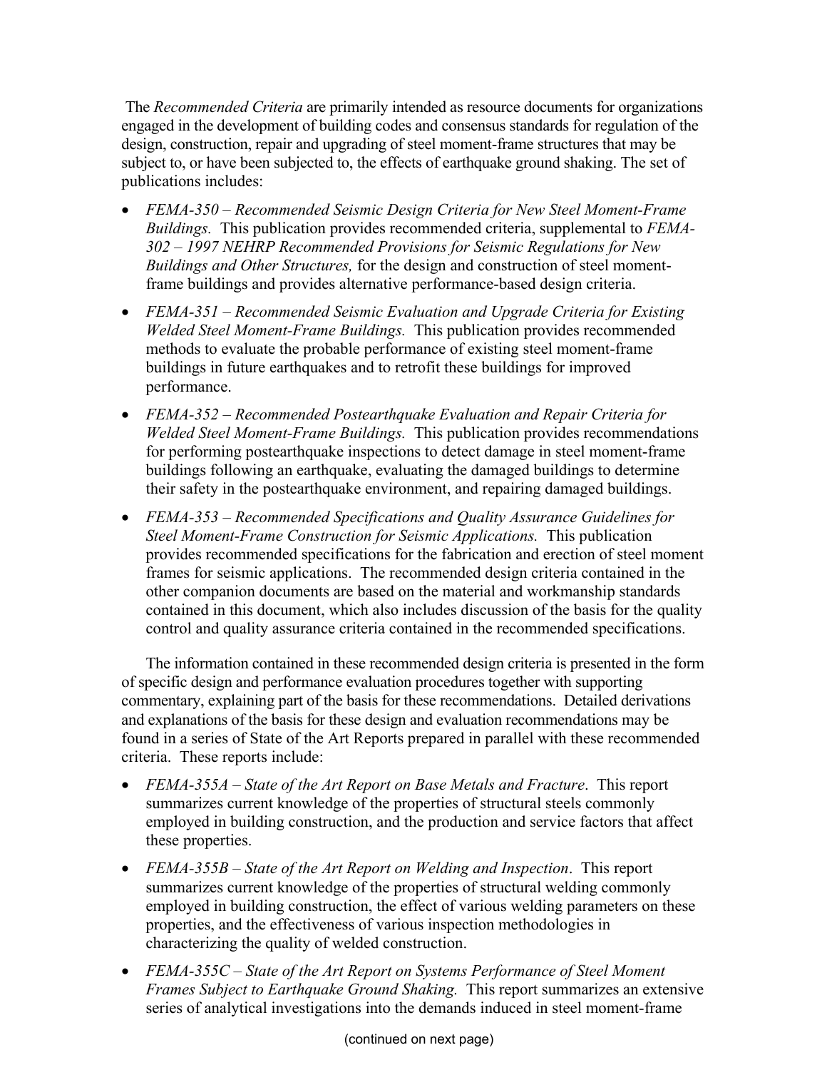The *Recommended Criteria* are primarily intended as resource documents for organizations engaged in the development of building codes and consensus standards for regulation of the design, construction, repair and upgrading of steel moment-frame structures that may be subject to, or have been subjected to, the effects of earthquake ground shaking. The set of publications includes:

- *FEMA-350 – Recommended Seismic Design Criteria for New Steel Moment-Frame Buildings.* This publication provides recommended criteria, supplemental to *FEMA-302 – 1997 NEHRP Recommended Provisions for Seismic Regulations for New Buildings and Other Structures,* for the design and construction of steel moment-frame buildings and provides alternative performance-based design criteria.
- *FEMA-351 – Recommended Seismic Evaluation and Upgrade Criteria for Existing Welded Steel Moment-Frame Buildings.* This publication provides recommended methods to evaluate the probable performance of existing steel moment-frame buildings in future earthquakes and to retrofit these buildings for improved performance.
- *FEMA-352 – Recommended Postearthquake Evaluation and Repair Criteria for Welded Steel Moment-Frame Buildings.* This publication provides recommendations for performing postearthquake inspections to detect damage in steel moment-frame buildings following an earthquake, evaluating the damaged buildings to determine their safety in the postearthquake environment, and repairing damaged buildings.
- *FEMA-353 – Recommended Specifications and Quality Assurance Guidelines for Steel Moment-Frame Construction for Seismic Applications.* This publication provides recommended specifications for the fabrication and erection of steel moment frames for seismic applications. The recommended design criteria contained in the other companion documents are based on the material and workmanship standards contained in this document, which also includes discussion of the basis for the quality control and quality assurance criteria contained in the recommended specifications.

The information contained in these recommended design criteria is presented in the form of specific design and performance evaluation procedures together with supporting commentary, explaining part of the basis for these recommendations. Detailed derivations and explanations of the basis for these design and evaluation recommendations may be found in a series of State of the Art Reports prepared in parallel with these recommended criteria. These reports include:

- *FEMA-355A – State of the Art Report on Base Metals and Fracture*. This report summarizes current knowledge of the properties of structural steels commonly employed in building construction, and the production and service factors that affect these properties.
- *FEMA-355B – State of the Art Report on Welding and Inspection*. This report summarizes current knowledge of the properties of structural welding commonly employed in building construction, the effect of various welding parameters on these properties, and the effectiveness of various inspection methodologies in characterizing the quality of welded construction.
- *FEMA-355C – State of the Art Report on Systems Performance of Steel Moment Frames Subject to Earthquake Ground Shaking.* This report summarizes an extensive series of analytical investigations into the demands induced in steel moment-frame

(continued on next page)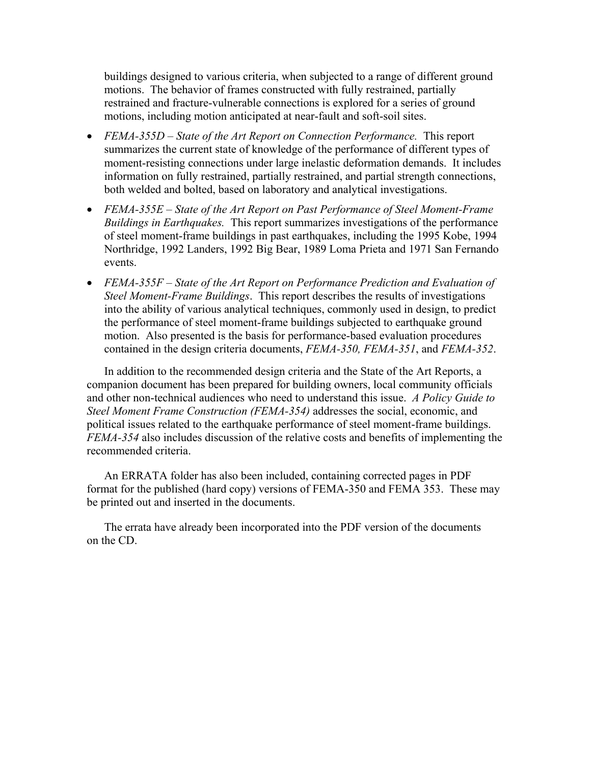buildings designed to various criteria, when subjected to a range of different ground motions. The behavior of frames constructed with fully restrained, partially restrained and fracture-vulnerable connections is explored for a series of ground motions, including motion anticipated at near-fault and soft-soil sites.

- *FEMA-355D – State of the Art Report on Connection Performance.* This report summarizes the current state of knowledge of the performance of different types of moment-resisting connections under large inelastic deformation demands. It includes information on fully restrained, partially restrained, and partial strength connections, both welded and bolted, based on laboratory and analytical investigations.
- *FEMA-355E – State of the Art Report on Past Performance of Steel Moment-Frame Buildings in Earthquakes.* This report summarizes investigations of the performance of steel moment-frame buildings in past earthquakes, including the 1995 Kobe, 1994 Northridge, 1992 Landers, 1992 Big Bear, 1989 Loma Prieta and 1971 San Fernando events.
- *FEMA-355F – State of the Art Report on Performance Prediction and Evaluation of Steel Moment-Frame Buildings*. This report describes the results of investigations into the ability of various analytical techniques, commonly used in design, to predict the performance of steel moment-frame buildings subjected to earthquake ground motion. Also presented is the basis for performance-based evaluation procedures contained in the design criteria documents, *FEMA-350, FEMA-351*, and *FEMA-352*.

In addition to the recommended design criteria and the State of the Art Reports, a companion document has been prepared for building owners, local community officials and other non-technical audiences who need to understand this issue. *A Policy Guide to Steel Moment Frame Construction (FEMA-354)* addresses the social, economic, and political issues related to the earthquake performance of steel moment-frame buildings. *FEMA-354* also includes discussion of the relative costs and benefits of implementing the recommended criteria.

An ERRATA folder has also been included, containing corrected pages in PDF format for the published (hard copy) versions of FEMA-350 and FEMA 353. These may be printed out and inserted in the documents.

The errata have already been incorporated into the PDF version of the documents on the CD.